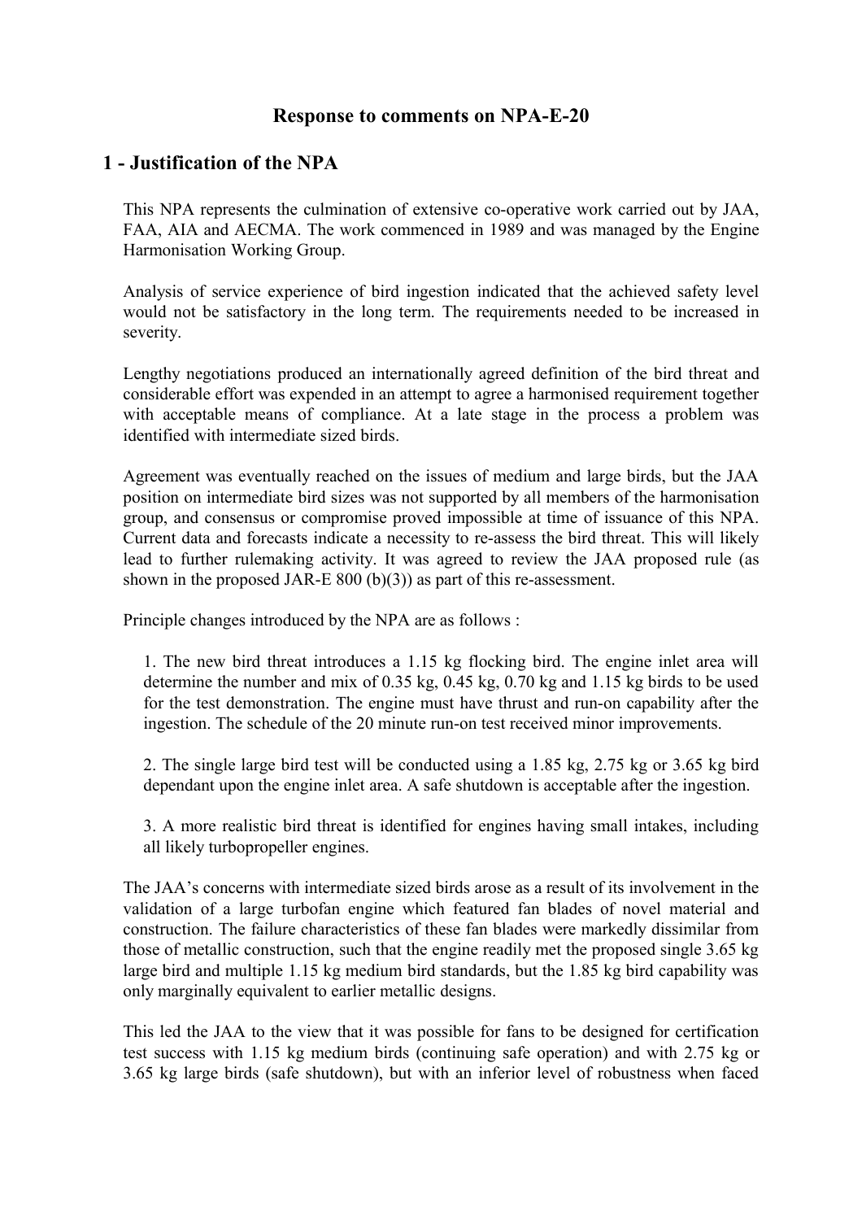# Response to comments on NPA-E-20

## 1 - Justification of the NPA

This NPA represents the culmination of extensive co-operative work carried out by JAA, FAA, AIA and AECMA. The work commenced in 1989 and was managed by the Engine Harmonisation Working Group.

Analysis of service experience of bird ingestion indicated that the achieved safety level would not be satisfactory in the long term. The requirements needed to be increased in severity.

Lengthy negotiations produced an internationally agreed definition of the bird threat and considerable effort was expended in an attempt to agree a harmonised requirement together with acceptable means of compliance. At a late stage in the process a problem was identified with intermediate sized birds.

Agreement was eventually reached on the issues of medium and large birds, but the JAA position on intermediate bird sizes was not supported by all members of the harmonisation group, and consensus or compromise proved impossible at time of issuance of this NPA. Current data and forecasts indicate a necessity to re-assess the bird threat. This will likely lead to further rulemaking activity. It was agreed to review the JAA proposed rule (as shown in the proposed JAR-E 800 (b)(3)) as part of this re-assessment.

Principle changes introduced by the NPA are as follows :

1. The new bird threat introduces a 1.15 kg flocking bird. The engine inlet area will determine the number and mix of 0.35 kg, 0.45 kg, 0.70 kg and 1.15 kg birds to be used for the test demonstration. The engine must have thrust and run-on capability after the ingestion. The schedule of the 20 minute run-on test received minor improvements.

2. The single large bird test will be conducted using a 1.85 kg, 2.75 kg or 3.65 kg bird dependant upon the engine inlet area. A safe shutdown is acceptable after the ingestion.

3. A more realistic bird threat is identified for engines having small intakes, including all likely turbopropeller engines.

The JAA's concerns with intermediate sized birds arose as a result of its involvement in the validation of a large turbofan engine which featured fan blades of novel material and construction. The failure characteristics of these fan blades were markedly dissimilar from those of metallic construction, such that the engine readily met the proposed single 3.65 kg large bird and multiple 1.15 kg medium bird standards, but the 1.85 kg bird capability was only marginally equivalent to earlier metallic designs.

This led the JAA to the view that it was possible for fans to be designed for certification test success with 1.15 kg medium birds (continuing safe operation) and with 2.75 kg or 3.65 kg large birds (safe shutdown), but with an inferior level of robustness when faced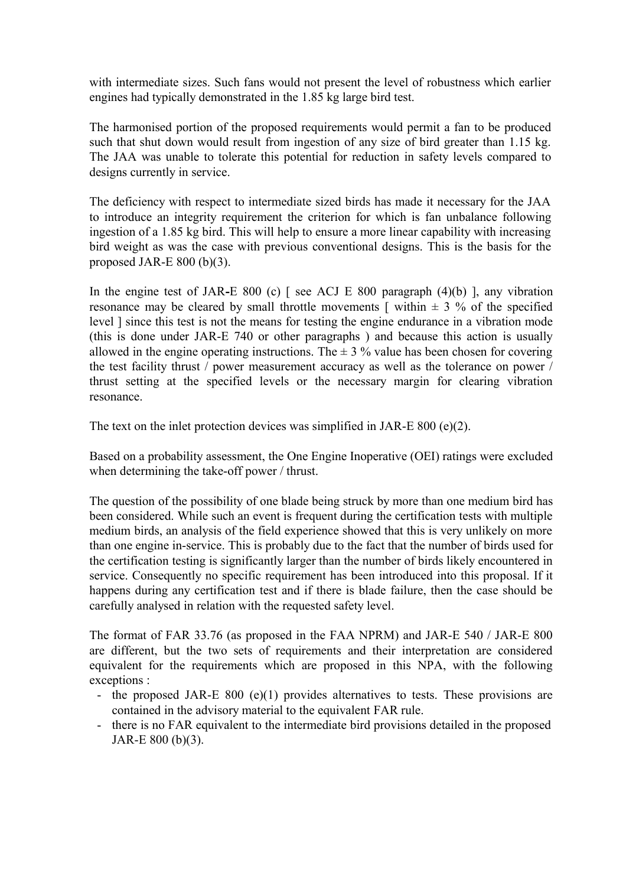with intermediate sizes. Such fans would not present the level of robustness which earlier engines had typically demonstrated in the 1.85 kg large bird test.

The harmonised portion of the proposed requirements would permit a fan to be produced such that shut down would result from ingestion of any size of bird greater than 1.15 kg. The JAA was unable to tolerate this potential for reduction in safety levels compared to designs currently in service.

The deficiency with respect to intermediate sized birds has made it necessary for the JAA to introduce an integrity requirement the criterion for which is fan unbalance following ingestion of a 1.85 kg bird. This will help to ensure a more linear capability with increasing bird weight as was the case with previous conventional designs. This is the basis for the proposed JAR-E 800 (b)(3).

In the engine test of JAR-E 800 (c) [ see ACJ E 800 paragraph (4)(b) ], any vibration resonance may be cleared by small throttle movements [ within ± 3 % of the specified level ] since this test is not the means for testing the engine endurance in a vibration mode (this is done under JAR-E 740 or other paragraphs ) and because this action is usually allowed in the engine operating instructions. The ± 3 % value has been chosen for covering the test facility thrust / power measurement accuracy as well as the tolerance on power / thrust setting at the specified levels or the necessary margin for clearing vibration resonance.

The text on the inlet protection devices was simplified in JAR-E 800 (e)(2).

Based on a probability assessment, the One Engine Inoperative (OEI) ratings were excluded when determining the take-off power / thrust.

The question of the possibility of one blade being struck by more than one medium bird has been considered. While such an event is frequent during the certification tests with multiple medium birds, an analysis of the field experience showed that this is very unlikely on more than one engine in-service. This is probably due to the fact that the number of birds used for the certification testing is significantly larger than the number of birds likely encountered in service. Consequently no specific requirement has been introduced into this proposal. If it happens during any certification test and if there is blade failure, then the case should be carefully analysed in relation with the requested safety level.

The format of FAR 33.76 (as proposed in the FAA NPRM) and JAR-E 540 / JAR-E 800 are different, but the two sets of requirements and their interpretation are considered equivalent for the requirements which are proposed in this NPA, with the following exceptions :

- the proposed JAR-E 800 (e)(1) provides alternatives to tests. These provisions are contained in the advisory material to the equivalent FAR rule.
- there is no FAR equivalent to the intermediate bird provisions detailed in the proposed JAR-E 800 (b)(3).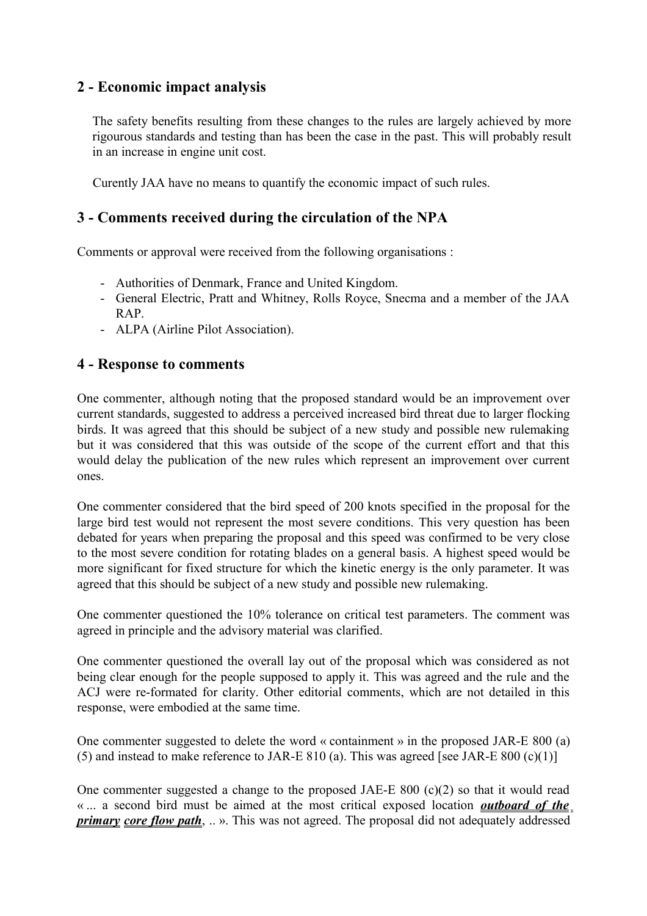## 2 - Economic impact analysis

The safety benefits resulting from these changes to the rules are largely achieved by more rigourous standards and testing than has been the case in the past. This will probably result in an increase in engine unit cost.

Curently JAA have no means to quantify the economic impact of such rules.

## 3 - Comments received during the circulation of the NPA

Comments or approval were received from the following organisations :

- Authorities of Denmark, France and United Kingdom.
- General Electric, Pratt and Whitney, Rolls Royce, Snecma and a member of the JAA RAP.
- ALPA (Airline Pilot Association).

## 4 - Response to comments

One commenter, although noting that the proposed standard would be an improvement over current standards, suggested to address a perceived increased bird threat due to larger flocking birds. It was agreed that this should be subject of a new study and possible new rulemaking but it was considered that this was outside of the scope of the current effort and that this would delay the publication of the new rules which represent an improvement over current ones.

One commenter considered that the bird speed of 200 knots specified in the proposal for the large bird test would not represent the most severe conditions. This very question has been debated for years when preparing the proposal and this speed was confirmed to be very close to the most severe condition for rotating blades on a general basis. A highest speed would be more significant for fixed structure for which the kinetic energy is the only parameter. It was agreed that this should be subject of a new study and possible new rulemaking.

One commenter questioned the 10% tolerance on critical test parameters. The comment was agreed in principle and the advisory material was clarified.

One commenter questioned the overall lay out of the proposal which was considered as not being clear enough for the people supposed to apply it. This was agreed and the rule and the ACJ were re-formated for clarity. Other editorial comments, which are not detailed in this response, were embodied at the same time.

One commenter suggested to delete the word « containment » in the proposed JAR-E 800 (a)(5) and instead to make reference to JAR-E 810 (a). This was agreed [see JAR-E 800 (c)(1)]

One commenter suggested a change to the proposed JAE-E 800 (c)(2) so that it would read « ... a second bird must be aimed at the most critical exposed location ***outboard of the primary core flow path***, .. ». This was not agreed. The proposal did not adequately addressed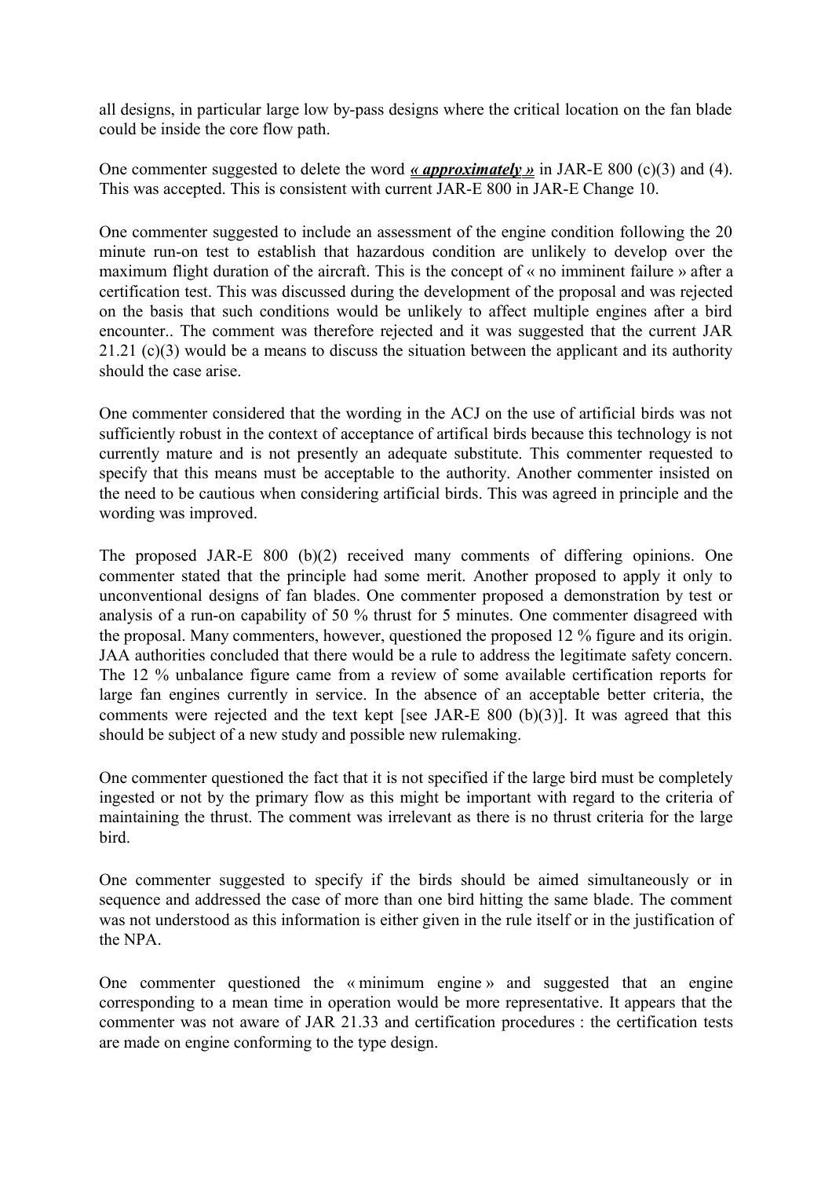all designs, in particular large low by-pass designs where the critical location on the fan blade could be inside the core flow path.

One commenter suggested to delete the word ***« approximately »*** in JAR-E 800 (c)(3) and (4). This was accepted. This is consistent with current JAR-E 800 in JAR-E Change 10.

One commenter suggested to include an assessment of the engine condition following the 20 minute run-on test to establish that hazardous condition are unlikely to develop over the maximum flight duration of the aircraft. This is the concept of « no imminent failure » after a certification test. This was discussed during the development of the proposal and was rejected on the basis that such conditions would be unlikely to affect multiple engines after a bird encounter.. The comment was therefore rejected and it was suggested that the current JAR 21.21 (c)(3) would be a means to discuss the situation between the applicant and its authority should the case arise.

One commenter considered that the wording in the ACJ on the use of artificial birds was not sufficiently robust in the context of acceptance of artifical birds because this technology is not currently mature and is not presently an adequate substitute. This commenter requested to specify that this means must be acceptable to the authority. Another commenter insisted on the need to be cautious when considering artificial birds. This was agreed in principle and the wording was improved.

The proposed JAR-E 800 (b)(2) received many comments of differing opinions. One commenter stated that the principle had some merit. Another proposed to apply it only to unconventional designs of fan blades. One commenter proposed a demonstration by test or analysis of a run-on capability of 50 % thrust for 5 minutes. One commenter disagreed with the proposal. Many commenters, however, questioned the proposed 12 % figure and its origin. JAA authorities concluded that there would be a rule to address the legitimate safety concern. The 12 % unbalance figure came from a review of some available certification reports for large fan engines currently in service. In the absence of an acceptable better criteria, the comments were rejected and the text kept [see JAR-E 800 (b)(3)]. It was agreed that this should be subject of a new study and possible new rulemaking.

One commenter questioned the fact that it is not specified if the large bird must be completely ingested or not by the primary flow as this might be important with regard to the criteria of maintaining the thrust. The comment was irrelevant as there is no thrust criteria for the large bird.

One commenter suggested to specify if the birds should be aimed simultaneously or in sequence and addressed the case of more than one bird hitting the same blade. The comment was not understood as this information is either given in the rule itself or in the justification of the NPA.

One commenter questioned the « minimum engine » and suggested that an engine corresponding to a mean time in operation would be more representative. It appears that the commenter was not aware of JAR 21.33 and certification procedures : the certification tests are made on engine conforming to the type design.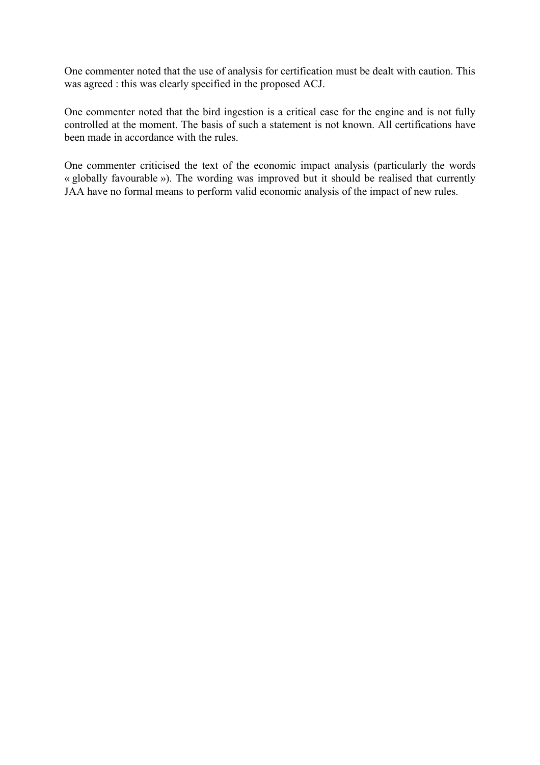One commenter noted that the use of analysis for certification must be dealt with caution. This was agreed : this was clearly specified in the proposed ACJ.

One commenter noted that the bird ingestion is a critical case for the engine and is not fully controlled at the moment. The basis of such a statement is not known. All certifications have been made in accordance with the rules.

One commenter criticised the text of the economic impact analysis (particularly the words « globally favourable »). The wording was improved but it should be realised that currently JAA have no formal means to perform valid economic analysis of the impact of new rules.